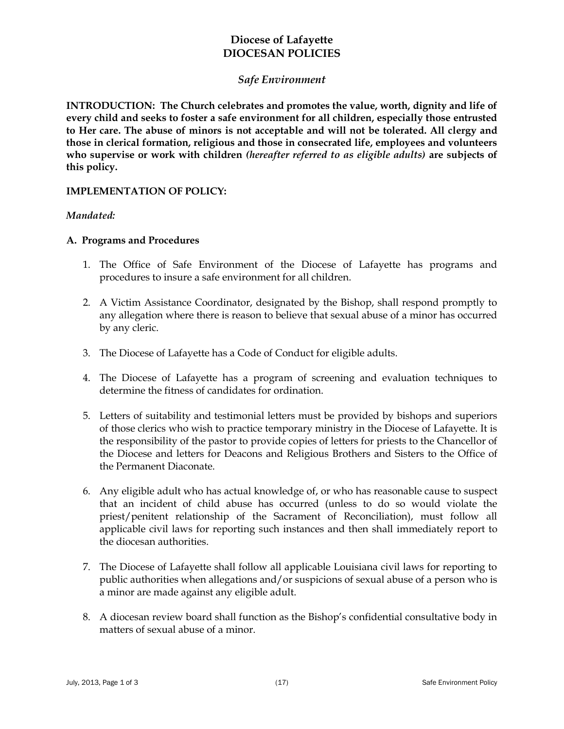# Diocese of Lafayette
# DIOCESAN POLICIES

## *Safe Environment*

**INTRODUCTION: The Church celebrates and promotes the value, worth, dignity and life of every child and seeks to foster a safe environment for all children, especially those entrusted to Her care. The abuse of minors is not acceptable and will not be tolerated. All clergy and those in clerical formation, religious and those in consecrated life, employees and volunteers who supervise or work with children *(hereafter referred to as eligible adults)* are subjects of this policy.**

**IMPLEMENTATION OF POLICY:**

*Mandated:*

**A. Programs and Procedures**

1. The Office of Safe Environment of the Diocese of Lafayette has programs and procedures to insure a safe environment for all children.

2. A Victim Assistance Coordinator, designated by the Bishop, shall respond promptly to any allegation where there is reason to believe that sexual abuse of a minor has occurred by any cleric.

3. The Diocese of Lafayette has a Code of Conduct for eligible adults.

4. The Diocese of Lafayette has a program of screening and evaluation techniques to determine the fitness of candidates for ordination.

5. Letters of suitability and testimonial letters must be provided by bishops and superiors of those clerics who wish to practice temporary ministry in the Diocese of Lafayette. It is the responsibility of the pastor to provide copies of letters for priests to the Chancellor of the Diocese and letters for Deacons and Religious Brothers and Sisters to the Office of the Permanent Diaconate.

6. Any eligible adult who has actual knowledge of, or who has reasonable cause to suspect that an incident of child abuse has occurred (unless to do so would violate the priest/penitent relationship of the Sacrament of Reconciliation), must follow all applicable civil laws for reporting such instances and then shall immediately report to the diocesan authorities.

7. The Diocese of Lafayette shall follow all applicable Louisiana civil laws for reporting to public authorities when allegations and/or suspicions of sexual abuse of a person who is a minor are made against any eligible adult.

8. A diocesan review board shall function as the Bishop's confidential consultative body in matters of sexual abuse of a minor.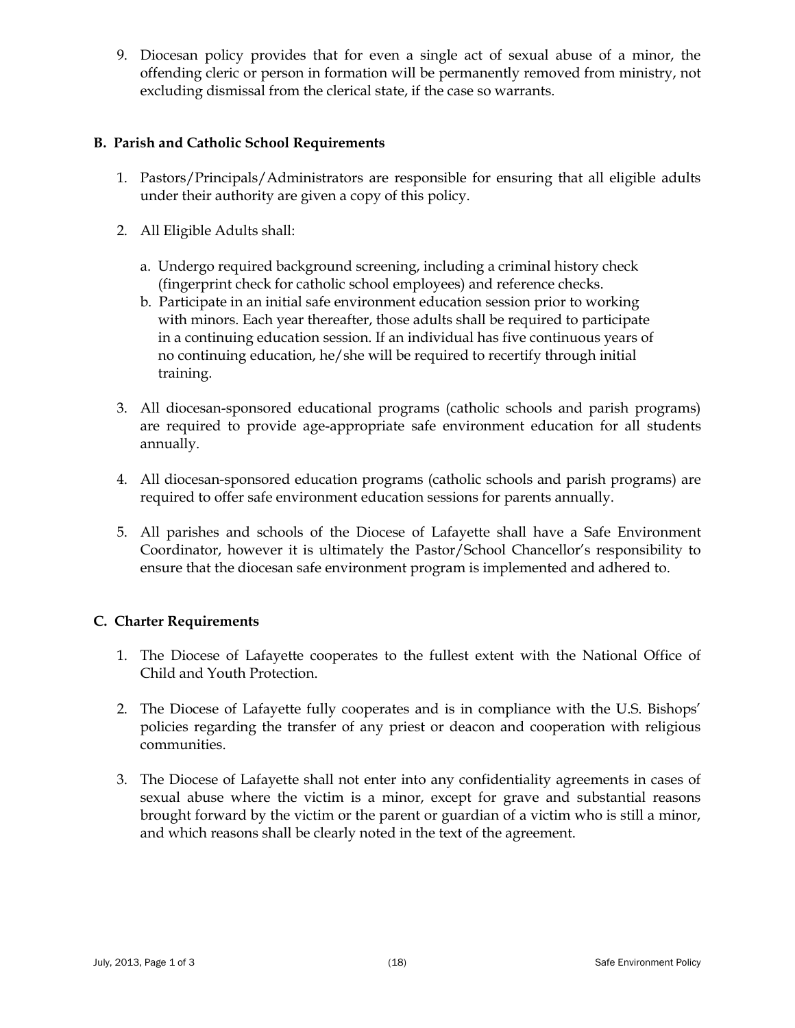9. Diocesan policy provides that for even a single act of sexual abuse of a minor, the offending cleric or person in formation will be permanently removed from ministry, not excluding dismissal from the clerical state, if the case so warrants.

### B. Parish and Catholic School Requirements

1. Pastors/Principals/Administrators are responsible for ensuring that all eligible adults under their authority are given a copy of this policy.

2. All Eligible Adults shall:

   a. Undergo required background screening, including a criminal history check (fingerprint check for catholic school employees) and reference checks.
   b. Participate in an initial safe environment education session prior to working with minors. Each year thereafter, those adults shall be required to participate in a continuing education session. If an individual has five continuous years of no continuing education, he/she will be required to recertify through initial training.

3. All diocesan-sponsored educational programs (catholic schools and parish programs) are required to provide age-appropriate safe environment education for all students annually.

4. All diocesan-sponsored education programs (catholic schools and parish programs) are required to offer safe environment education sessions for parents annually.

5. All parishes and schools of the Diocese of Lafayette shall have a Safe Environment Coordinator, however it is ultimately the Pastor/School Chancellor's responsibility to ensure that the diocesan safe environment program is implemented and adhered to.

### C. Charter Requirements

1. The Diocese of Lafayette cooperates to the fullest extent with the National Office of Child and Youth Protection.

2. The Diocese of Lafayette fully cooperates and is in compliance with the U.S. Bishops' policies regarding the transfer of any priest or deacon and cooperation with religious communities.

3. The Diocese of Lafayette shall not enter into any confidentiality agreements in cases of sexual abuse where the victim is a minor, except for grave and substantial reasons brought forward by the victim or the parent or guardian of a victim who is still a minor, and which reasons shall be clearly noted in the text of the agreement.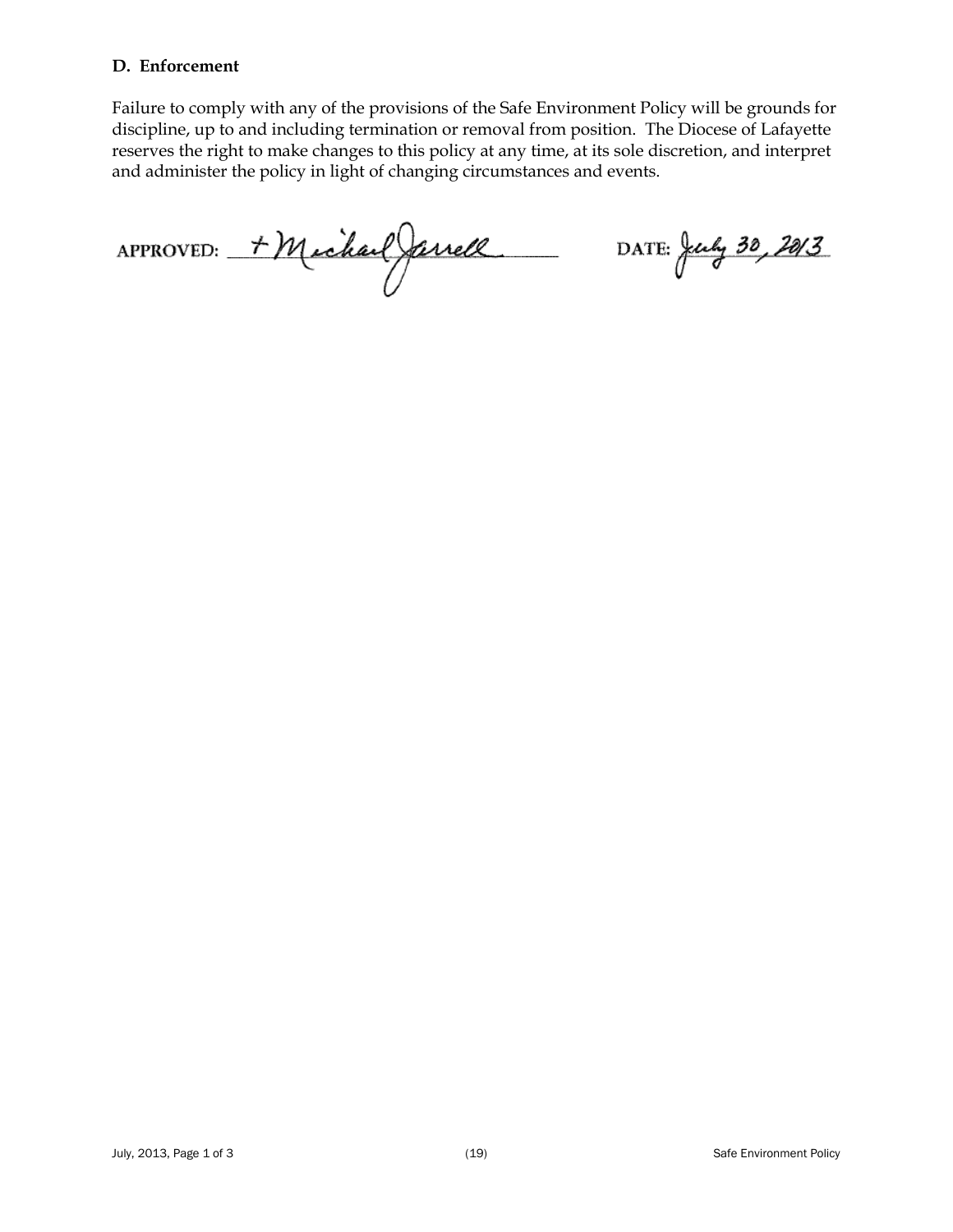### D. Enforcement

Failure to comply with any of the provisions of the Safe Environment Policy will be grounds for discipline, up to and including termination or removal from position. The Diocese of Lafayette reserves the right to make changes to this policy at any time, at its sole discretion, and interpret and administer the policy in light of changing circumstances and events.

APPROVED: + Michael Jarrell DATE: July 30, 2013